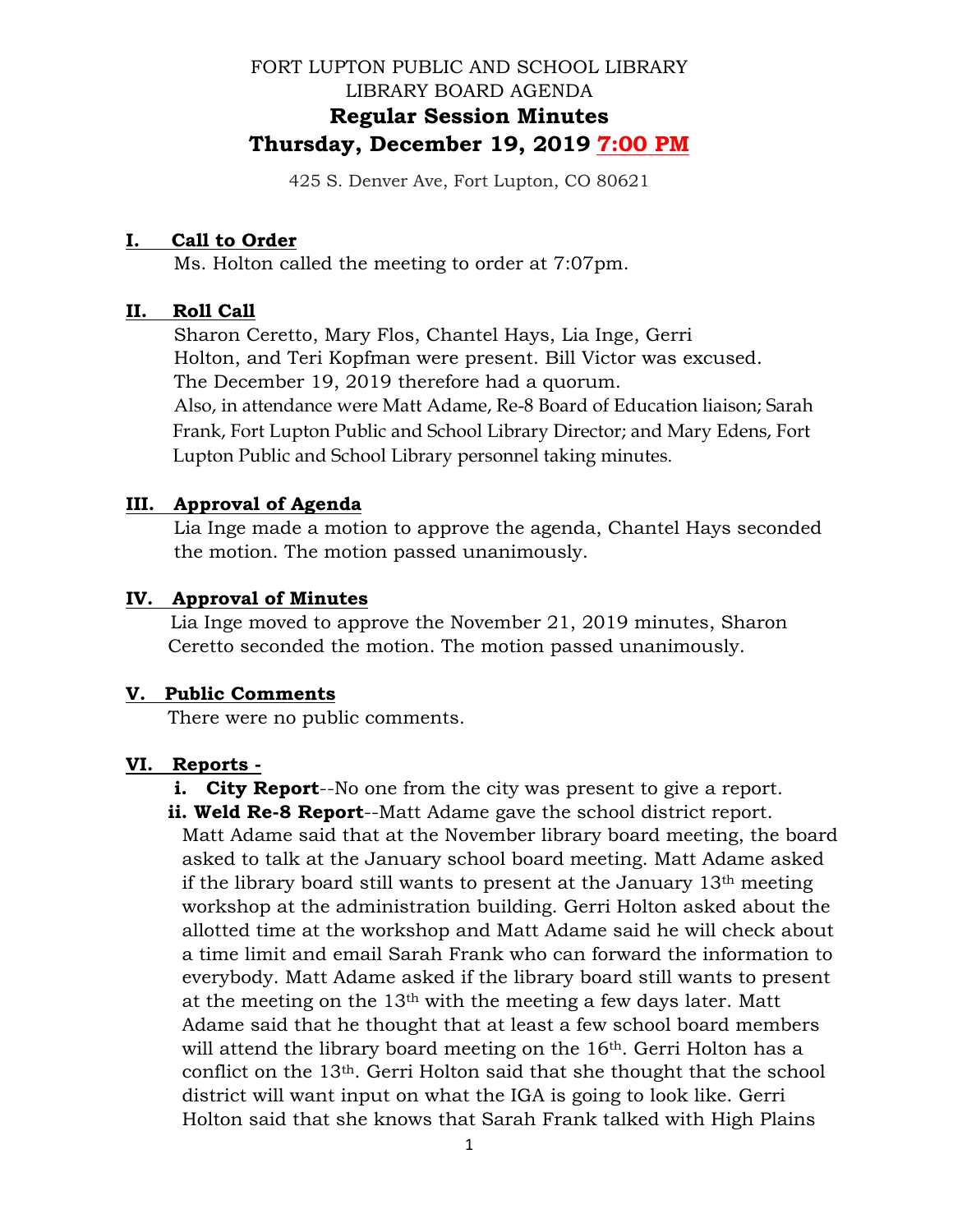FORT LUPTON PUBLIC AND SCHOOL LIBRARY

LIBRARY BOARD AGENDA

# Regular Session Minutes

## Thursday, December 19, 2019 7:00 PM

425 S. Denver Ave, Fort Lupton, CO 80621

### I. Call to Order

Ms. Holton called the meeting to order at 7:07pm.

### II. Roll Call

Sharon Ceretto, Mary Flos, Chantel Hays, Lia Inge, Gerri Holton, and Teri Kopfman were present. Bill Victor was excused. The December 19, 2019 therefore had a quorum.

Also, in attendance were Matt Adame, Re-8 Board of Education liaison; Sarah Frank, Fort Lupton Public and School Library Director; and Mary Edens, Fort Lupton Public and School Library personnel taking minutes.

### III. Approval of Agenda

Lia Inge made a motion to approve the agenda, Chantel Hays seconded the motion. The motion passed unanimously.

### IV. Approval of Minutes

Lia Inge moved to approve the November 21, 2019 minutes, Sharon Ceretto seconded the motion. The motion passed unanimously.

### V. Public Comments

There were no public comments.

### VI. Reports -

**i. City Report**--No one from the city was present to give a report.

**ii. Weld Re-8 Report**--Matt Adame gave the school district report. Matt Adame said that at the November library board meeting, the board asked to talk at the January school board meeting. Matt Adame asked if the library board still wants to present at the January 13th meeting workshop at the administration building. Gerri Holton asked about the allotted time at the workshop and Matt Adame said he will check about a time limit and email Sarah Frank who can forward the information to everybody. Matt Adame asked if the library board still wants to present at the meeting on the 13th with the meeting a few days later. Matt Adame said that he thought that at least a few school board members will attend the library board meeting on the 16th. Gerri Holton has a conflict on the 13th. Gerri Holton said that she thought that the school district will want input on what the IGA is going to look like. Gerri Holton said that she knows that Sarah Frank talked with High Plains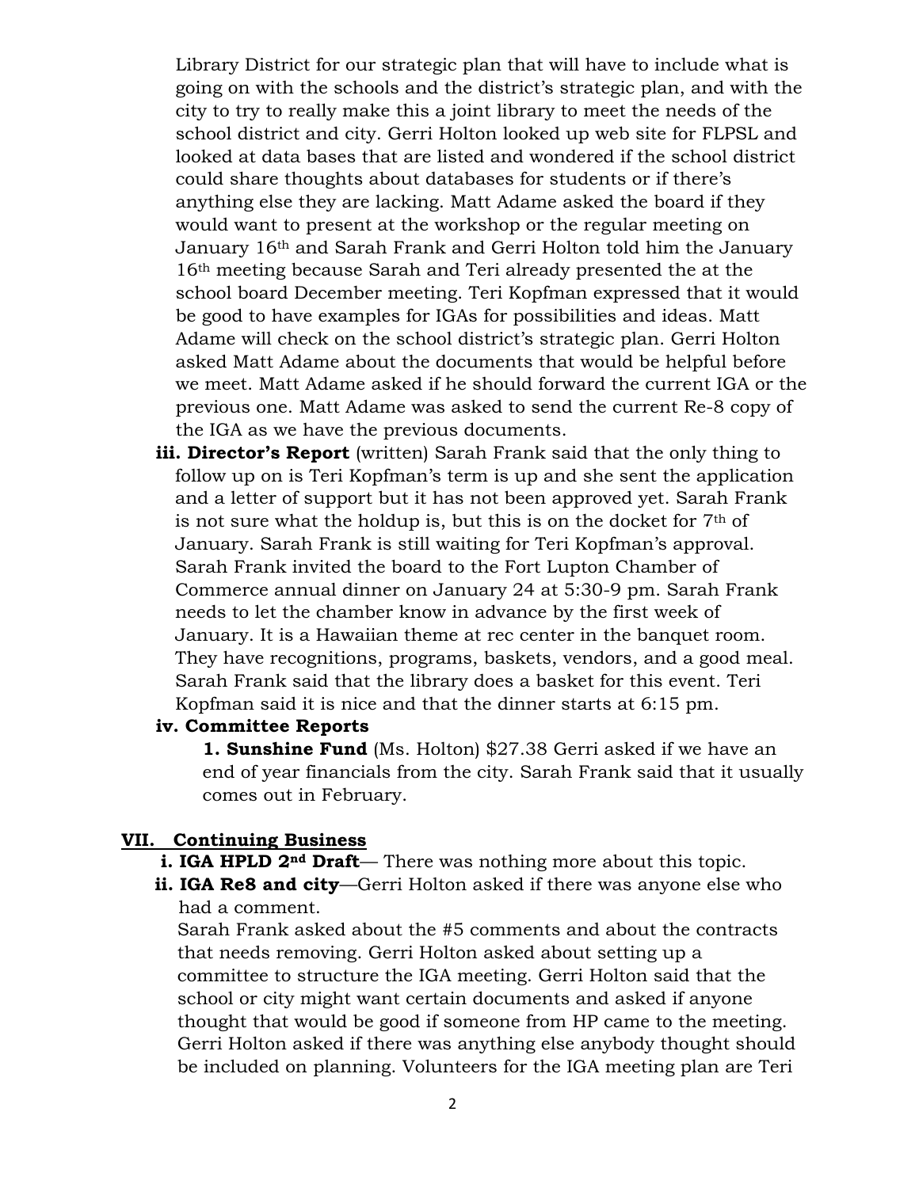Library District for our strategic plan that will have to include what is going on with the schools and the district's strategic plan, and with the city to try to really make this a joint library to meet the needs of the school district and city. Gerri Holton looked up web site for FLPSL and looked at data bases that are listed and wondered if the school district could share thoughts about databases for students or if there's anything else they are lacking. Matt Adame asked the board if they would want to present at the workshop or the regular meeting on January 16th and Sarah Frank and Gerri Holton told him the January 16th meeting because Sarah and Teri already presented the at the school board December meeting. Teri Kopfman expressed that it would be good to have examples for IGAs for possibilities and ideas. Matt Adame will check on the school district's strategic plan. Gerri Holton asked Matt Adame about the documents that would be helpful before we meet. Matt Adame asked if he should forward the current IGA or the previous one. Matt Adame was asked to send the current Re-8 copy of the IGA as we have the previous documents.

**iii. Director's Report** (written) Sarah Frank said that the only thing to follow up on is Teri Kopfman's term is up and she sent the application and a letter of support but it has not been approved yet. Sarah Frank is not sure what the holdup is, but this is on the docket for 7th of January. Sarah Frank is still waiting for Teri Kopfman's approval. Sarah Frank invited the board to the Fort Lupton Chamber of Commerce annual dinner on January 24 at 5:30-9 pm. Sarah Frank needs to let the chamber know in advance by the first week of January. It is a Hawaiian theme at rec center in the banquet room. They have recognitions, programs, baskets, vendors, and a good meal. Sarah Frank said that the library does a basket for this event. Teri Kopfman said it is nice and that the dinner starts at 6:15 pm.

**iv. Committee Reports**

**1. Sunshine Fund** (Ms. Holton) $27.38 Gerri asked if we have an end of year financials from the city. Sarah Frank said that it usually comes out in February.

## VII. Continuing Business

**i. IGA HPLD 2nd Draft**— There was nothing more about this topic.

**ii. IGA Re8 and city**—Gerri Holton asked if there was anyone else who had a comment.

Sarah Frank asked about the #5 comments and about the contracts that needs removing. Gerri Holton asked about setting up a committee to structure the IGA meeting. Gerri Holton said that the school or city might want certain documents and asked if anyone thought that would be good if someone from HP came to the meeting. Gerri Holton asked if there was anything else anybody thought should be included on planning. Volunteers for the IGA meeting plan are Teri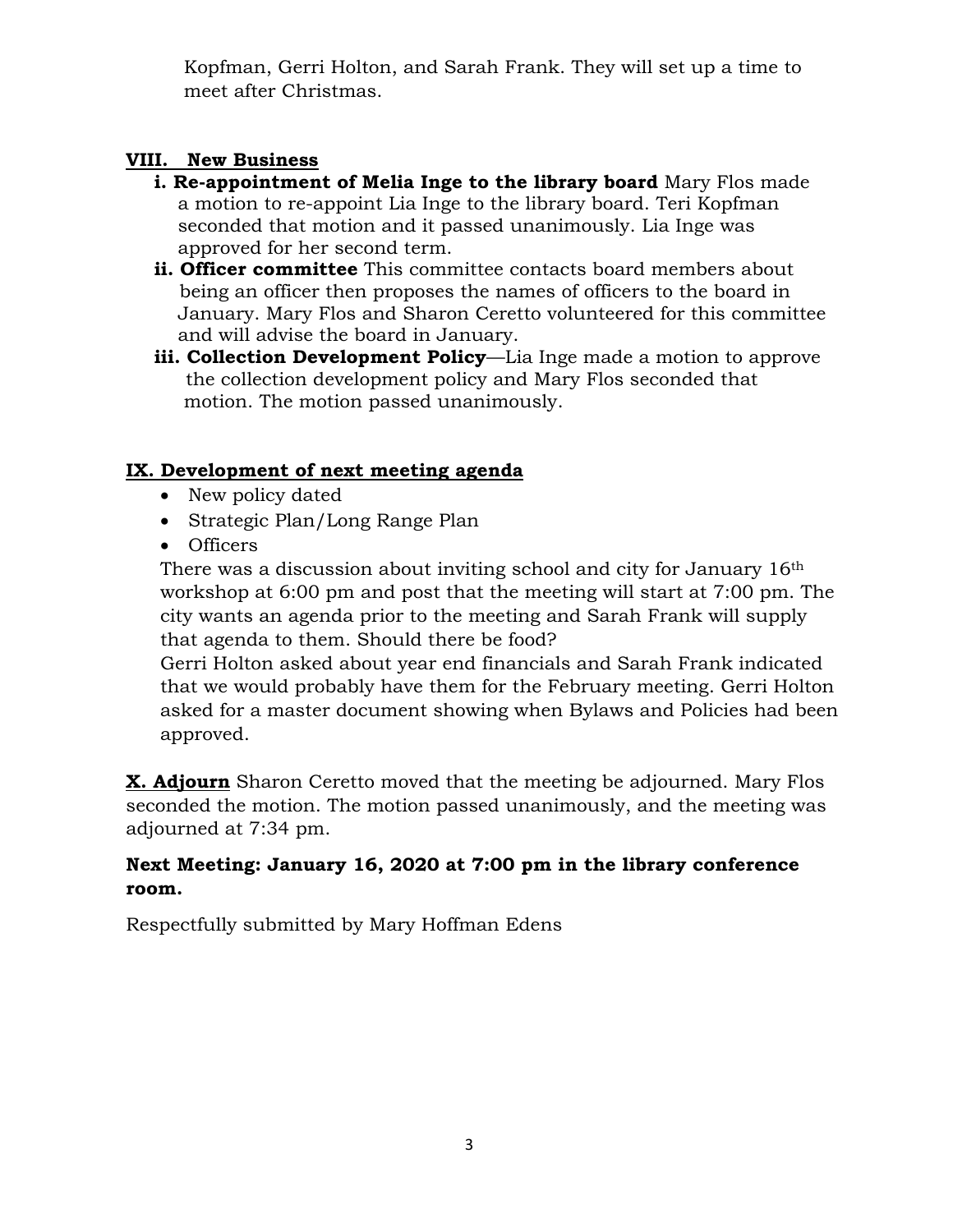Kopfman, Gerri Holton, and Sarah Frank. They will set up a time to meet after Christmas.

## VIII. New Business

**i. Re-appointment of Melia Inge to the library board** Mary Flos made a motion to re-appoint Lia Inge to the library board. Teri Kopfman seconded that motion and it passed unanimously. Lia Inge was approved for her second term.

**ii. Officer committee** This committee contacts board members about being an officer then proposes the names of officers to the board in January. Mary Flos and Sharon Ceretto volunteered for this committee and will advise the board in January.

**iii. Collection Development Policy**—Lia Inge made a motion to approve the collection development policy and Mary Flos seconded that motion. The motion passed unanimously.

## IX. Development of next meeting agenda

- New policy dated
- Strategic Plan/Long Range Plan
- Officers

There was a discussion about inviting school and city for January 16th workshop at 6:00 pm and post that the meeting will start at 7:00 pm. The city wants an agenda prior to the meeting and Sarah Frank will supply that agenda to them. Should there be food?

Gerri Holton asked about year end financials and Sarah Frank indicated that we would probably have them for the February meeting. Gerri Holton asked for a master document showing when Bylaws and Policies had been approved.

**X. Adjourn** Sharon Ceretto moved that the meeting be adjourned. Mary Flos seconded the motion. The motion passed unanimously, and the meeting was adjourned at 7:34 pm.

**Next Meeting: January 16, 2020 at 7:00 pm in the library conference room.**

Respectfully submitted by Mary Hoffman Edens